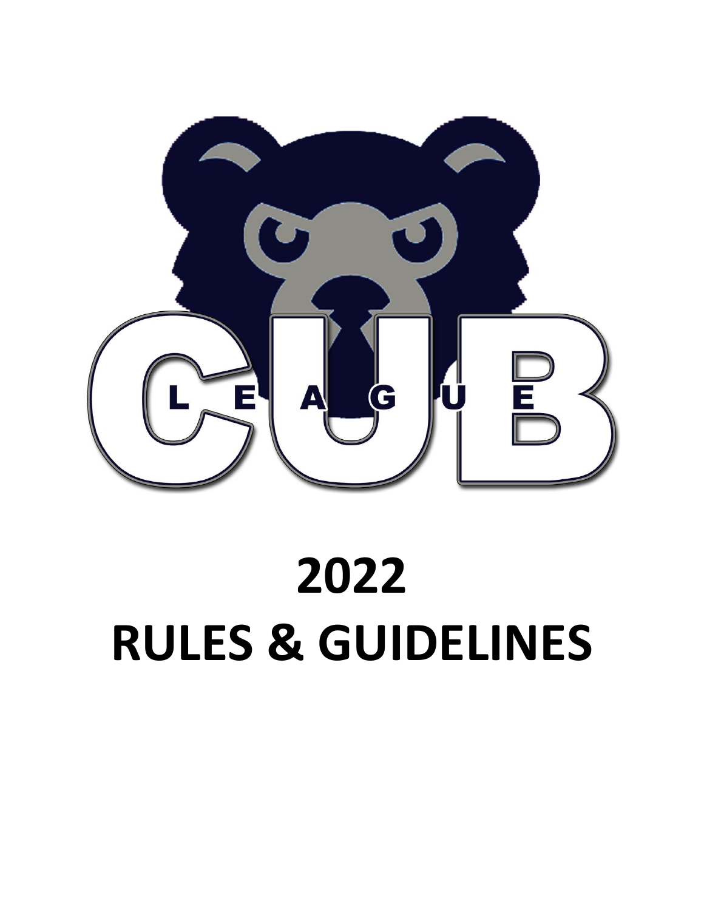CUB

LEAGUE

# 2022
# RULES & GUIDELINES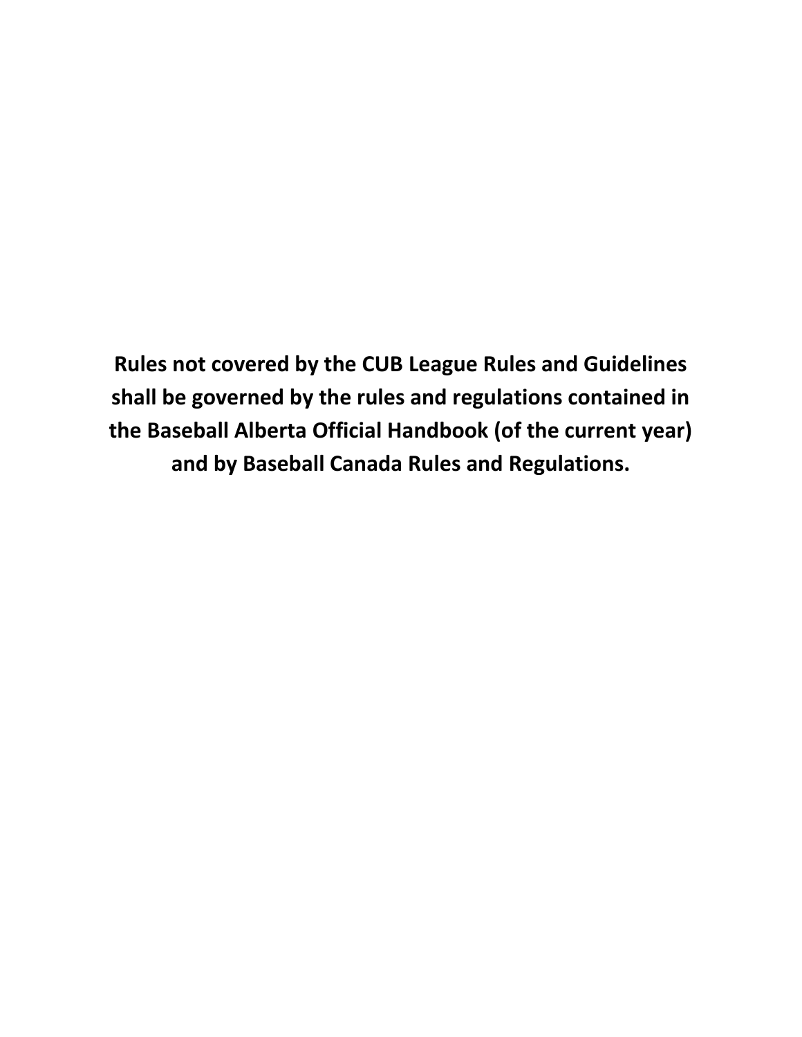**Rules not covered by the CUB League Rules and Guidelines shall be governed by the rules and regulations contained in the Baseball Alberta Official Handbook (of the current year) and by Baseball Canada Rules and Regulations.**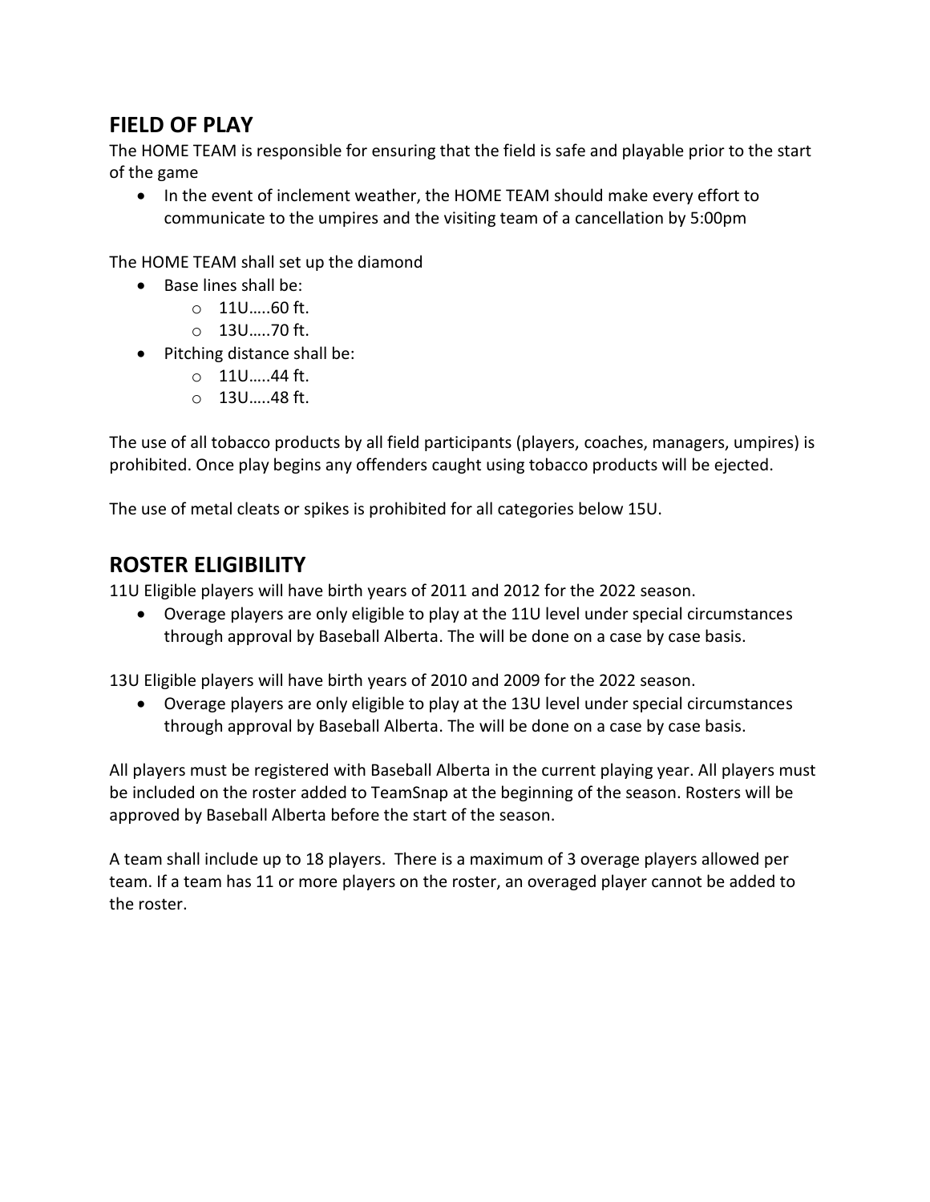## FIELD OF PLAY

The HOME TEAM is responsible for ensuring that the field is safe and playable prior to the start of the game

- In the event of inclement weather, the HOME TEAM should make every effort to communicate to the umpires and the visiting team of a cancellation by 5:00pm

The HOME TEAM shall set up the diamond

- Base lines shall be:
  - 11U…..60 ft.
  - 13U…..70 ft.
- Pitching distance shall be:
  - 11U…..44 ft.
  - 13U…..48 ft.

The use of all tobacco products by all field participants (players, coaches, managers, umpires) is prohibited. Once play begins any offenders caught using tobacco products will be ejected.

The use of metal cleats or spikes is prohibited for all categories below 15U.

## ROSTER ELIGIBILITY

11U Eligible players will have birth years of 2011 and 2012 for the 2022 season.

- Overage players are only eligible to play at the 11U level under special circumstances through approval by Baseball Alberta. The will be done on a case by case basis.

13U Eligible players will have birth years of 2010 and 2009 for the 2022 season.

- Overage players are only eligible to play at the 13U level under special circumstances through approval by Baseball Alberta. The will be done on a case by case basis.

All players must be registered with Baseball Alberta in the current playing year. All players must be included on the roster added to TeamSnap at the beginning of the season. Rosters will be approved by Baseball Alberta before the start of the season.

A team shall include up to 18 players. There is a maximum of 3 overage players allowed per team. If a team has 11 or more players on the roster, an overaged player cannot be added to the roster.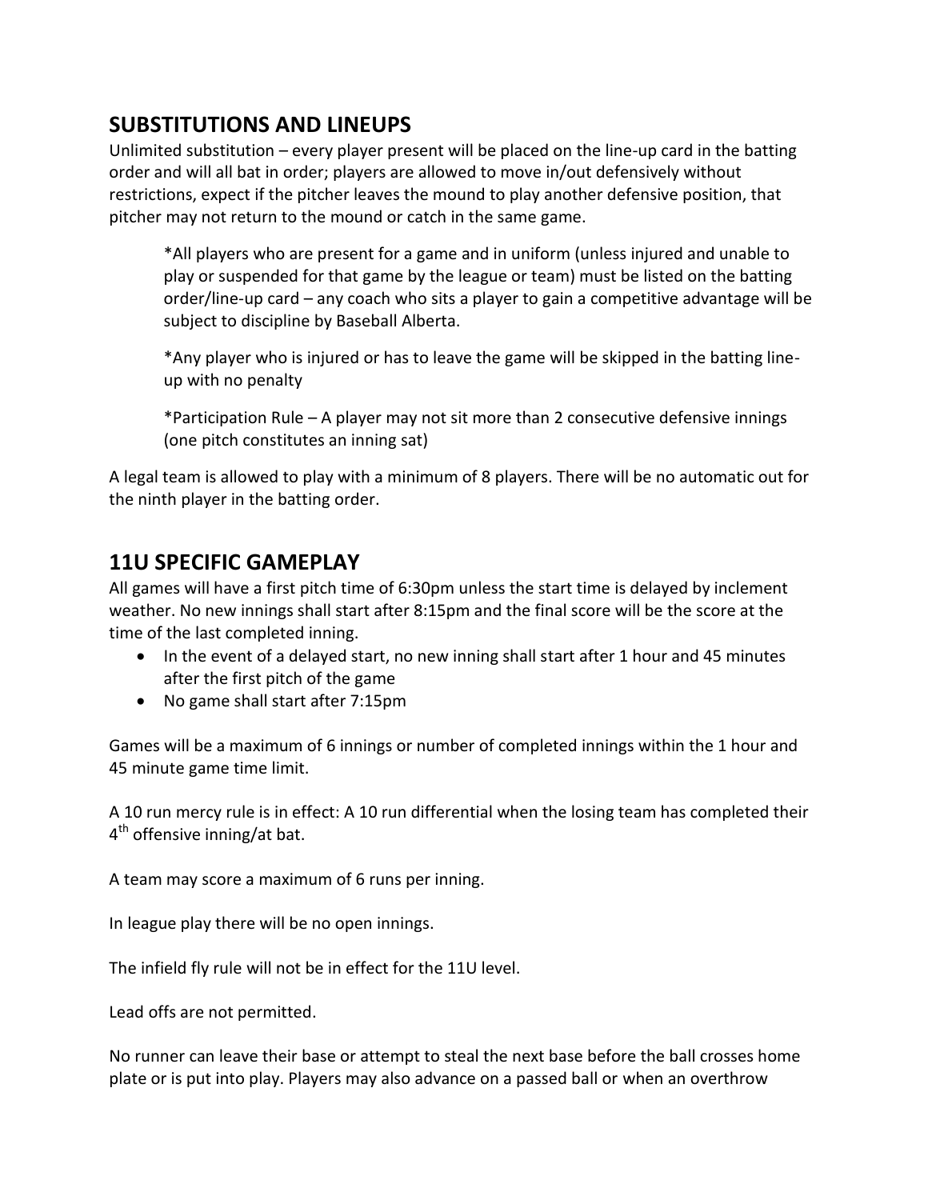## SUBSTITUTIONS AND LINEUPS

Unlimited substitution – every player present will be placed on the line-up card in the batting order and will all bat in order; players are allowed to move in/out defensively without restrictions, expect if the pitcher leaves the mound to play another defensive position, that pitcher may not return to the mound or catch in the same game.

> *All players who are present for a game and in uniform (unless injured and unable to play or suspended for that game by the league or team) must be listed on the batting order/line-up card – any coach who sits a player to gain a competitive advantage will be subject to discipline by Baseball Alberta.
>
> *Any player who is injured or has to leave the game will be skipped in the batting line-up with no penalty
>
> *Participation Rule – A player may not sit more than 2 consecutive defensive innings (one pitch constitutes an inning sat)

A legal team is allowed to play with a minimum of 8 players. There will be no automatic out for the ninth player in the batting order.

## 11U SPECIFIC GAMEPLAY

All games will have a first pitch time of 6:30pm unless the start time is delayed by inclement weather. No new innings shall start after 8:15pm and the final score will be the score at the time of the last completed inning.

- In the event of a delayed start, no new inning shall start after 1 hour and 45 minutes after the first pitch of the game
- No game shall start after 7:15pm

Games will be a maximum of 6 innings or number of completed innings within the 1 hour and 45 minute game time limit.

A 10 run mercy rule is in effect: A 10 run differential when the losing team has completed their 4th offensive inning/at bat.

A team may score a maximum of 6 runs per inning.

In league play there will be no open innings.

The infield fly rule will not be in effect for the 11U level.

Lead offs are not permitted.

No runner can leave their base or attempt to steal the next base before the ball crosses home plate or is put into play. Players may also advance on a passed ball or when an overthrow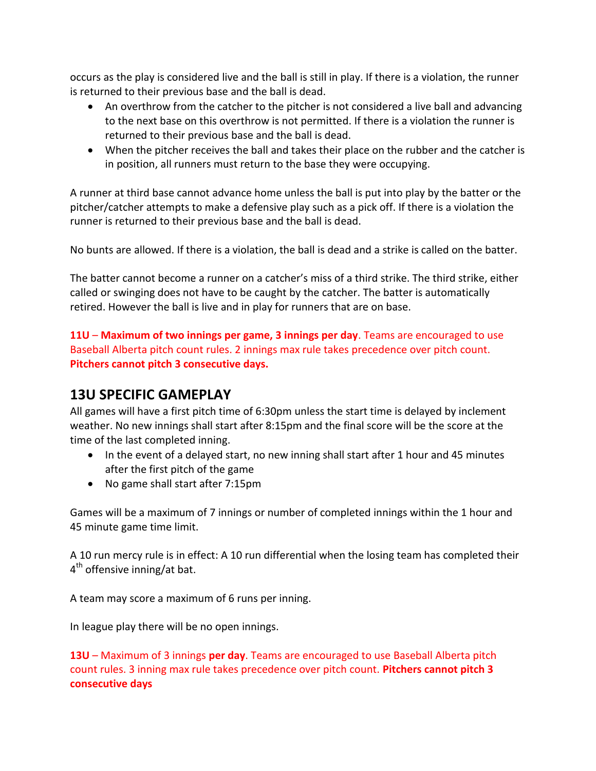occurs as the play is considered live and the ball is still in play. If there is a violation, the runner is returned to their previous base and the ball is dead.

- An overthrow from the catcher to the pitcher is not considered a live ball and advancing to the next base on this overthrow is not permitted. If there is a violation the runner is returned to their previous base and the ball is dead.
- When the pitcher receives the ball and takes their place on the rubber and the catcher is in position, all runners must return to the base they were occupying.

A runner at third base cannot advance home unless the ball is put into play by the batter or the pitcher/catcher attempts to make a defensive play such as a pick off. If there is a violation the runner is returned to their previous base and the ball is dead.

No bunts are allowed. If there is a violation, the ball is dead and a strike is called on the batter.

The batter cannot become a runner on a catcher's miss of a third strike. The third strike, either called or swinging does not have to be caught by the catcher. The batter is automatically retired. However the ball is live and in play for runners that are on base.

**11U** – **Maximum of two innings per game, 3 innings per day**. Teams are encouraged to use Baseball Alberta pitch count rules. 2 innings max rule takes precedence over pitch count. **Pitchers cannot pitch 3 consecutive days.**

## 13U SPECIFIC GAMEPLAY

All games will have a first pitch time of 6:30pm unless the start time is delayed by inclement weather. No new innings shall start after 8:15pm and the final score will be the score at the time of the last completed inning.

- In the event of a delayed start, no new inning shall start after 1 hour and 45 minutes after the first pitch of the game
- No game shall start after 7:15pm

Games will be a maximum of 7 innings or number of completed innings within the 1 hour and 45 minute game time limit.

A 10 run mercy rule is in effect: A 10 run differential when the losing team has completed their 4th offensive inning/at bat.

A team may score a maximum of 6 runs per inning.

In league play there will be no open innings.

**13U** – Maximum of 3 innings **per day**. Teams are encouraged to use Baseball Alberta pitch count rules. 3 inning max rule takes precedence over pitch count. **Pitchers cannot pitch 3 consecutive days**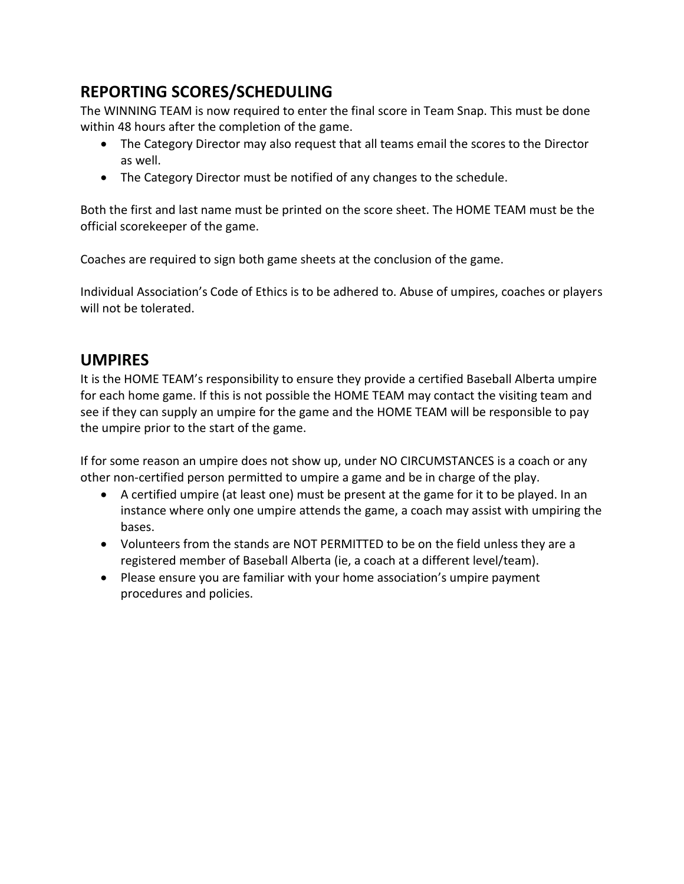## REPORTING SCORES/SCHEDULING

The WINNING TEAM is now required to enter the final score in Team Snap. This must be done within 48 hours after the completion of the game.

- The Category Director may also request that all teams email the scores to the Director as well.
- The Category Director must be notified of any changes to the schedule.

Both the first and last name must be printed on the score sheet. The HOME TEAM must be the official scorekeeper of the game.

Coaches are required to sign both game sheets at the conclusion of the game.

Individual Association's Code of Ethics is to be adhered to. Abuse of umpires, coaches or players will not be tolerated.

## UMPIRES

It is the HOME TEAM's responsibility to ensure they provide a certified Baseball Alberta umpire for each home game. If this is not possible the HOME TEAM may contact the visiting team and see if they can supply an umpire for the game and the HOME TEAM will be responsible to pay the umpire prior to the start of the game.

If for some reason an umpire does not show up, under NO CIRCUMSTANCES is a coach or any other non-certified person permitted to umpire a game and be in charge of the play.

- A certified umpire (at least one) must be present at the game for it to be played. In an instance where only one umpire attends the game, a coach may assist with umpiring the bases.
- Volunteers from the stands are NOT PERMITTED to be on the field unless they are a registered member of Baseball Alberta (ie, a coach at a different level/team).
- Please ensure you are familiar with your home association's umpire payment procedures and policies.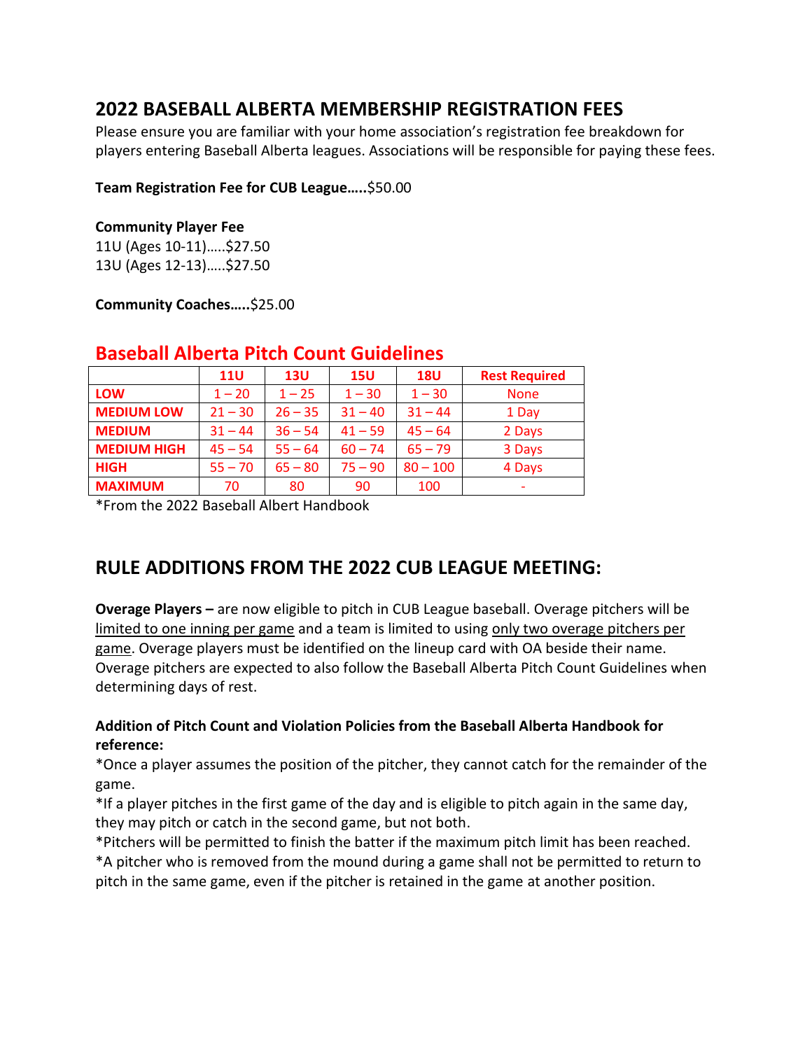## 2022 BASEBALL ALBERTA MEMBERSHIP REGISTRATION FEES

Please ensure you are familiar with your home association's registration fee breakdown for players entering Baseball Alberta leagues. Associations will be responsible for paying these fees.

**Team Registration Fee for CUB League…..**$50.00

**Community Player Fee**
11U (Ages 10-11)…..$27.50
13U (Ages 12-13)…..$27.50

**Community Coaches…..**$25.00

## Baseball Alberta Pitch Count Guidelines

| | 11U | 13U | 15U | 18U | Rest Required |
|---|---|---|---|---|---|
| **LOW** | 1 – 20 | 1 – 25 | 1 – 30 | 1 – 30 | None |
| **MEDIUM LOW** | 21 – 30 | 26 – 35 | 31 – 40 | 31 – 44 | 1 Day |
| **MEDIUM** | 31 – 44 | 36 – 54 | 41 – 59 | 45 – 64 | 2 Days |
| **MEDIUM HIGH** | 45 – 54 | 55 – 64 | 60 – 74 | 65 – 79 | 3 Days |
| **HIGH** | 55 – 70 | 65 – 80 | 75 – 90 | 80 – 100 | 4 Days |
| **MAXIMUM** | 70 | 80 | 90 | 100 | - |

*From the 2022 Baseball Albert Handbook

## RULE ADDITIONS FROM THE 2022 CUB LEAGUE MEETING:

**Overage Players –** are now eligible to pitch in CUB League baseball. Overage pitchers will be limited to one inning per game and a team is limited to using only two overage pitchers per game. Overage players must be identified on the lineup card with OA beside their name. Overage pitchers are expected to also follow the Baseball Alberta Pitch Count Guidelines when determining days of rest.

**Addition of Pitch Count and Violation Policies from the Baseball Alberta Handbook for reference:**

*Once a player assumes the position of the pitcher, they cannot catch for the remainder of the game.
*If a player pitches in the first game of the day and is eligible to pitch again in the same day, they may pitch or catch in the second game, but not both.
*Pitchers will be permitted to finish the batter if the maximum pitch limit has been reached.
*A pitcher who is removed from the mound during a game shall not be permitted to return to pitch in the same game, even if the pitcher is retained in the game at another position.